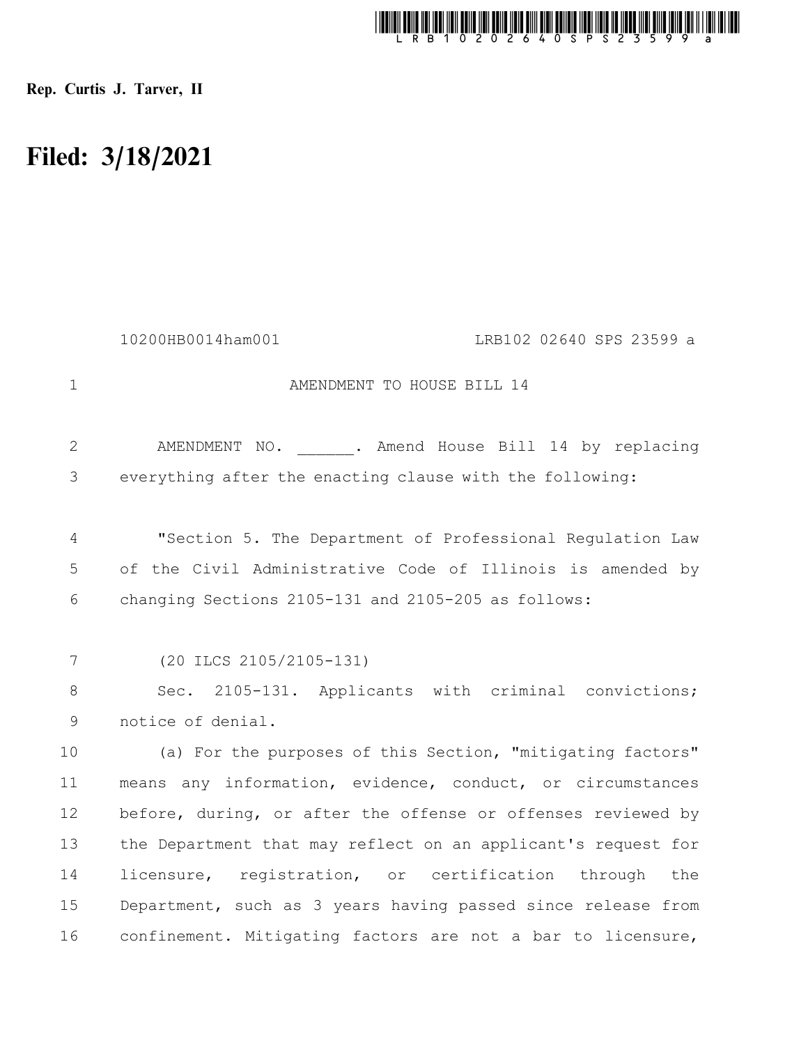Rep. Curtis J. Tarver, II

# Filed: 3/18/2021

10200HB0014ham001 LRB102 02640 SPS 23599 a

AMENDMENT TO HOUSE BILL 14

AMENDMENT NO. ______. Amend House Bill 14 by replacing everything after the enacting clause with the following:

"Section 5. The Department of Professional Regulation Law of the Civil Administrative Code of Illinois is amended by changing Sections 2105-131 and 2105-205 as follows:

(20 ILCS 2105/2105-131)

Sec. 2105-131. Applicants with criminal convictions; notice of denial.

(a) For the purposes of this Section, "mitigating factors" means any information, evidence, conduct, or circumstances before, during, or after the offense or offenses reviewed by the Department that may reflect on an applicant's request for licensure, registration, or certification through the Department, such as 3 years having passed since release from confinement. Mitigating factors are not a bar to licensure,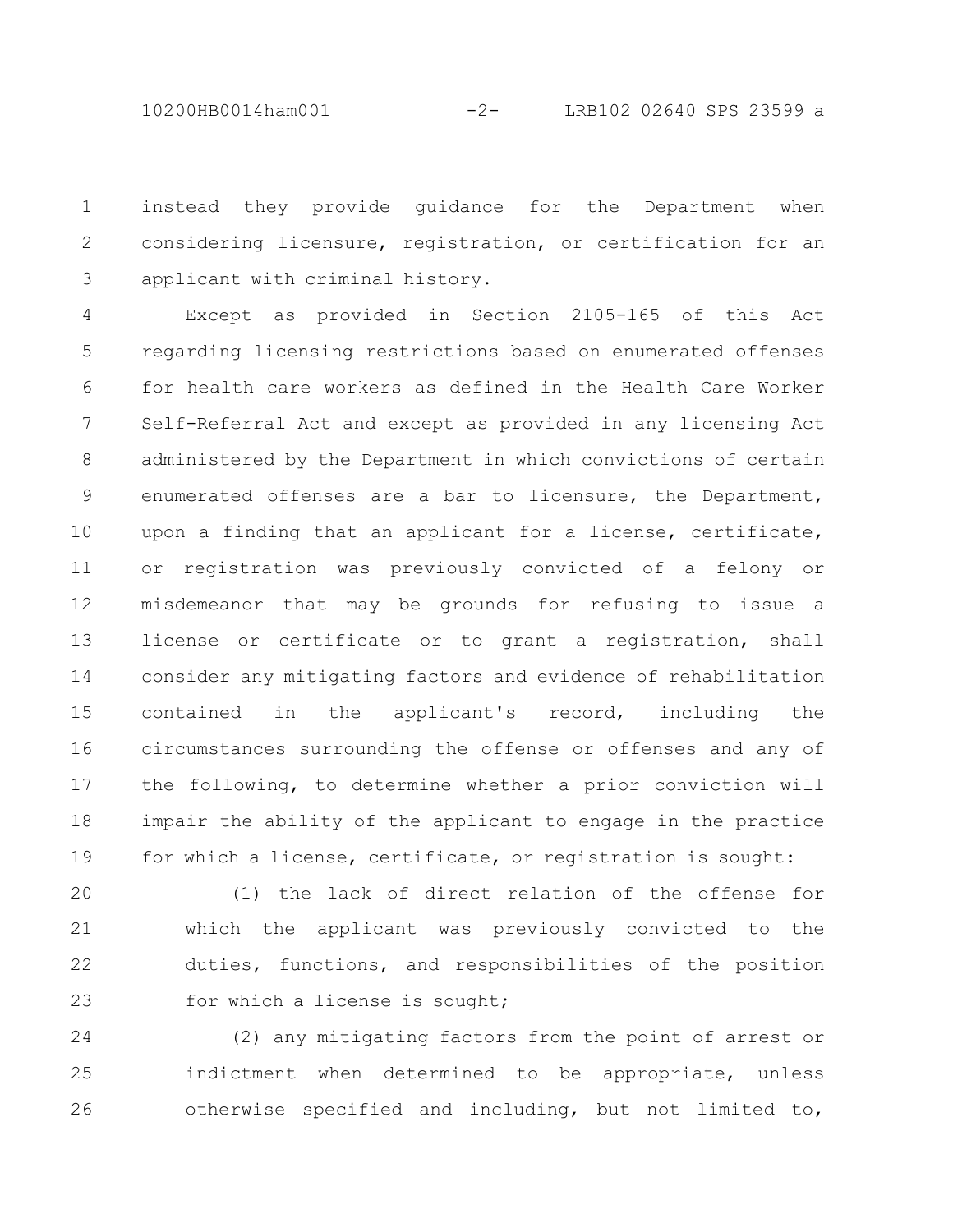instead they provide guidance for the Department when considering licensure, registration, or certification for an applicant with criminal history.

Except as provided in Section 2105-165 of this Act regarding licensing restrictions based on enumerated offenses for health care workers as defined in the Health Care Worker Self-Referral Act and except as provided in any licensing Act administered by the Department in which convictions of certain enumerated offenses are a bar to licensure, the Department, upon a finding that an applicant for a license, certificate, or registration was previously convicted of a felony or misdemeanor that may be grounds for refusing to issue a license or certificate or to grant a registration, shall consider any mitigating factors and evidence of rehabilitation contained in the applicant's record, including the circumstances surrounding the offense or offenses and any of the following, to determine whether a prior conviction will impair the ability of the applicant to engage in the practice for which a license, certificate, or registration is sought:

(1) the lack of direct relation of the offense for which the applicant was previously convicted to the duties, functions, and responsibilities of the position for which a license is sought;

(2) any mitigating factors from the point of arrest or indictment when determined to be appropriate, unless otherwise specified and including, but not limited to,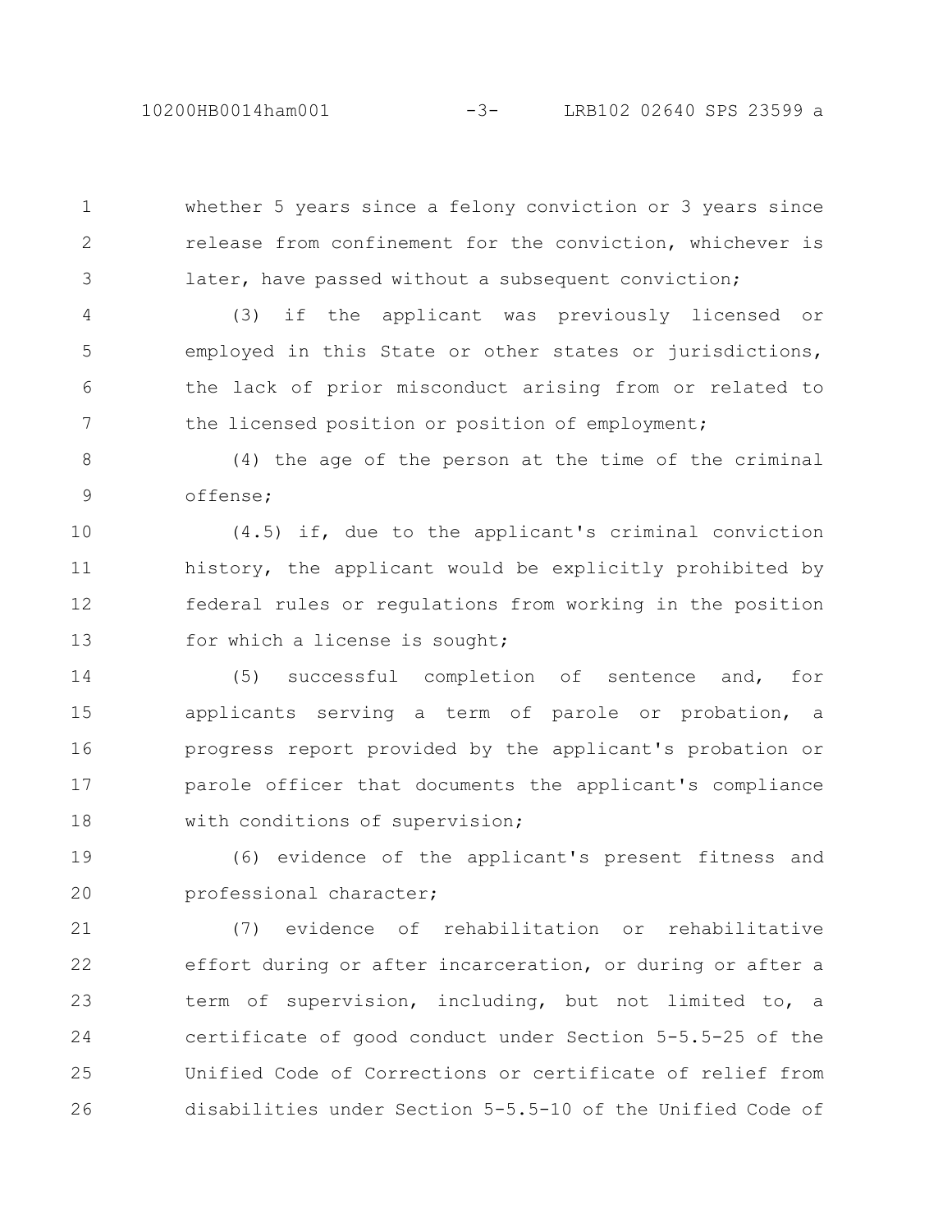whether 5 years since a felony conviction or 3 years since release from confinement for the conviction, whichever is later, have passed without a subsequent conviction;

(3) if the applicant was previously licensed or employed in this State or other states or jurisdictions, the lack of prior misconduct arising from or related to the licensed position or position of employment;

(4) the age of the person at the time of the criminal offense;

(4.5) if, due to the applicant's criminal conviction history, the applicant would be explicitly prohibited by federal rules or regulations from working in the position for which a license is sought;

(5) successful completion of sentence and, for applicants serving a term of parole or probation, a progress report provided by the applicant's probation or parole officer that documents the applicant's compliance with conditions of supervision;

(6) evidence of the applicant's present fitness and professional character;

(7) evidence of rehabilitation or rehabilitative effort during or after incarceration, or during or after a term of supervision, including, but not limited to, a certificate of good conduct under Section 5-5.5-25 of the Unified Code of Corrections or certificate of relief from disabilities under Section 5-5.5-10 of the Unified Code of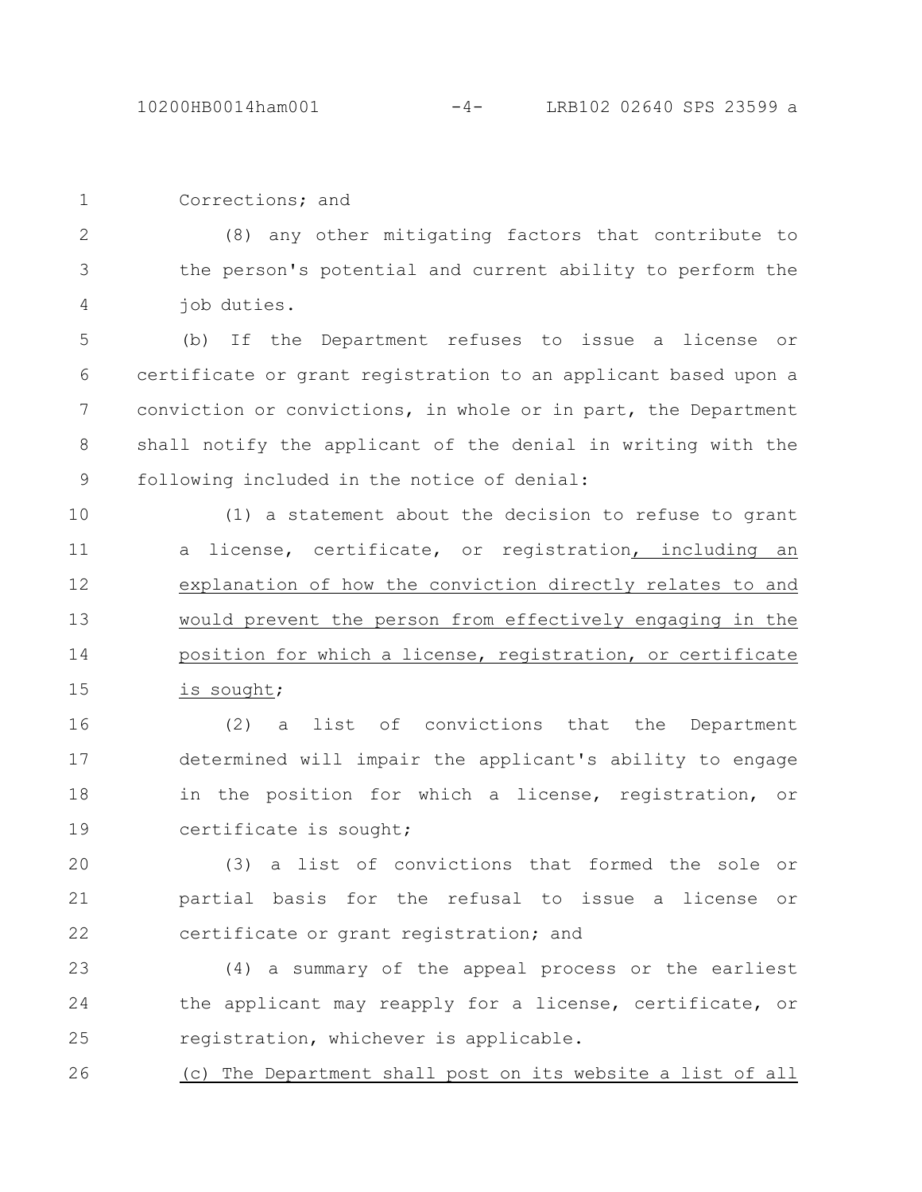Corrections; and

(8) any other mitigating factors that contribute to the person's potential and current ability to perform the job duties.

(b) If the Department refuses to issue a license or certificate or grant registration to an applicant based upon a conviction or convictions, in whole or in part, the Department shall notify the applicant of the denial in writing with the following included in the notice of denial:

(1) a statement about the decision to refuse to grant a license, certificate, or registration<u>, including an explanation of how the conviction directly relates to and would prevent the person from effectively engaging in the position for which a license, registration, or certificate is sought</u>;

(2) a list of convictions that the Department determined will impair the applicant's ability to engage in the position for which a license, registration, or certificate is sought;

(3) a list of convictions that formed the sole or partial basis for the refusal to issue a license or certificate or grant registration; and

(4) a summary of the appeal process or the earliest the applicant may reapply for a license, certificate, or registration, whichever is applicable.

<u>(c) The Department shall post on its website a list of all</u>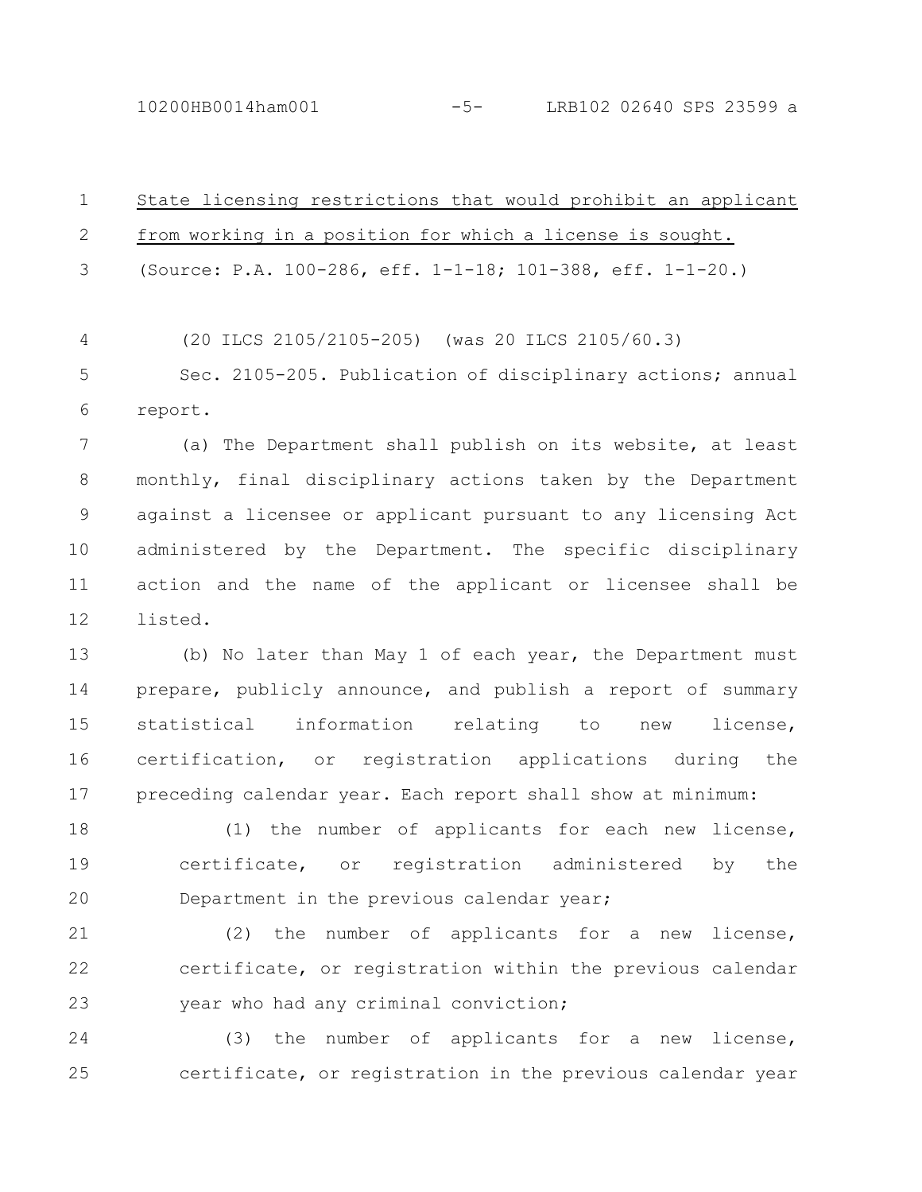<u>State licensing restrictions that would prohibit an applicant from working in a position for which a license is sought.</u>

(Source: P.A. 100-286, eff. 1-1-18; 101-388, eff. 1-1-20.)

(20 ILCS 2105/2105-205) (was 20 ILCS 2105/60.3)

Sec. 2105-205. Publication of disciplinary actions; annual report.

(a) The Department shall publish on its website, at least monthly, final disciplinary actions taken by the Department against a licensee or applicant pursuant to any licensing Act administered by the Department. The specific disciplinary action and the name of the applicant or licensee shall be listed.

(b) No later than May 1 of each year, the Department must prepare, publicly announce, and publish a report of summary statistical information relating to new license, certification, or registration applications during the preceding calendar year. Each report shall show at minimum:

(1) the number of applicants for each new license, certificate, or registration administered by the Department in the previous calendar year;

(2) the number of applicants for a new license, certificate, or registration within the previous calendar year who had any criminal conviction;

(3) the number of applicants for a new license, certificate, or registration in the previous calendar year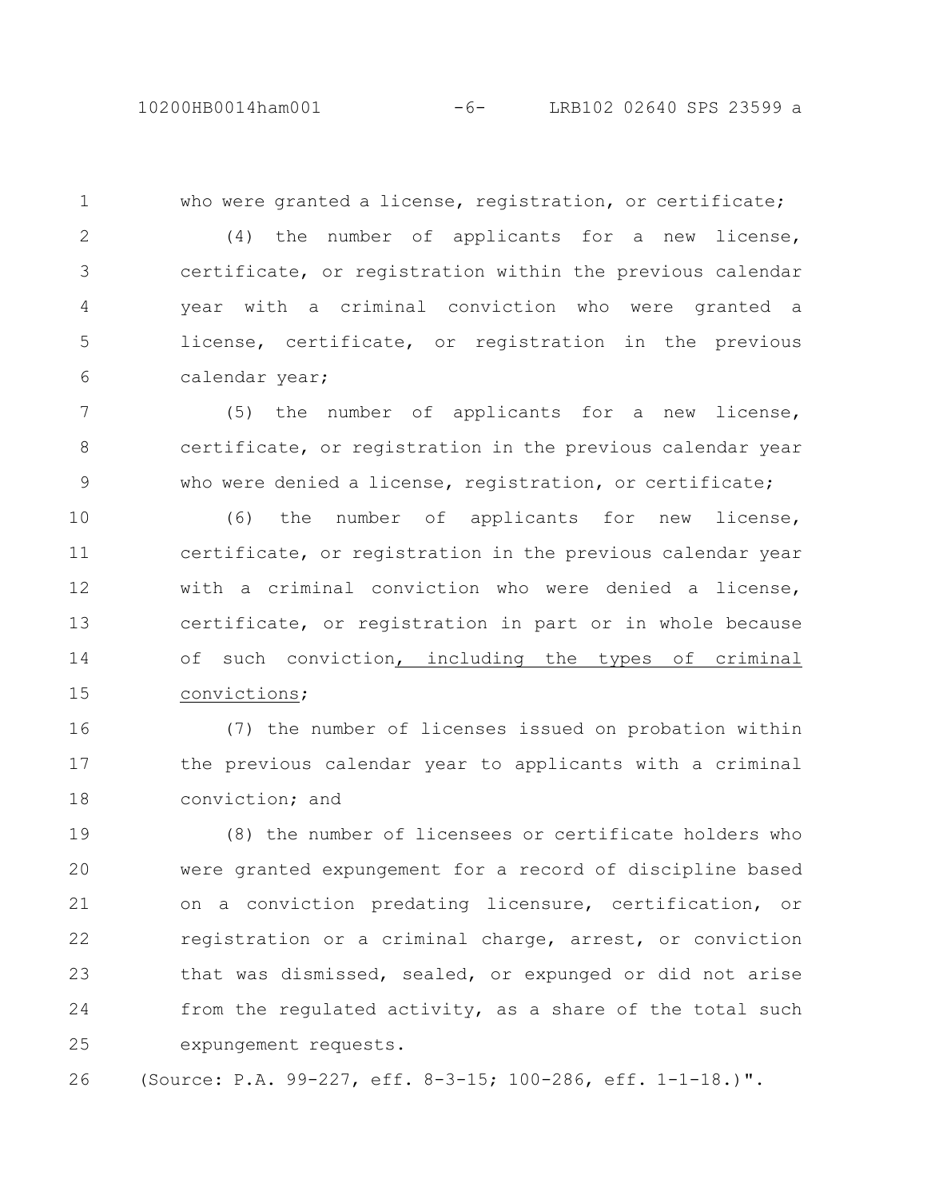who were granted a license, registration, or certificate;

(4) the number of applicants for a new license, certificate, or registration within the previous calendar year with a criminal conviction who were granted a license, certificate, or registration in the previous calendar year;

(5) the number of applicants for a new license, certificate, or registration in the previous calendar year who were denied a license, registration, or certificate;

(6) the number of applicants for new license, certificate, or registration in the previous calendar year with a criminal conviction who were denied a license, certificate, or registration in part or in whole because of such conviction<u>, including the types of criminal convictions</u>;

(7) the number of licenses issued on probation within the previous calendar year to applicants with a criminal conviction; and

(8) the number of licensees or certificate holders who were granted expungement for a record of discipline based on a conviction predating licensure, certification, or registration or a criminal charge, arrest, or conviction that was dismissed, sealed, or expunged or did not arise from the regulated activity, as a share of the total such expungement requests.

(Source: P.A. 99-227, eff. 8-3-15; 100-286, eff. 1-1-18.)".